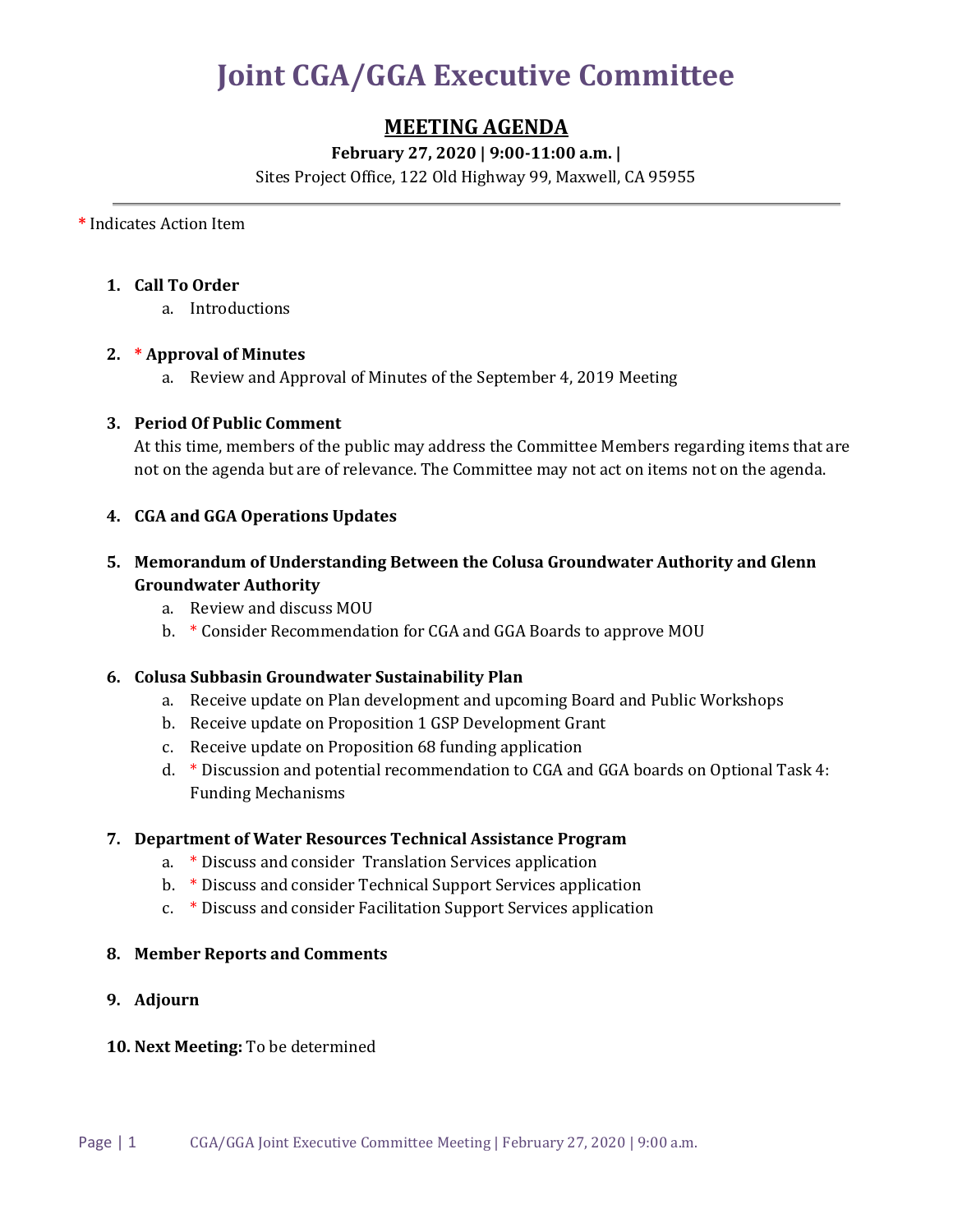# Joint CGA/GGA Executive Committee

## MEETING AGENDA

**February 27, 2020 | 9:00-11:00 a.m. |**

Sites Project Office, 122 Old Highway 99, Maxwell, CA 95955

---

* Indicates Action Item

1. **Call To Order**
   a. Introductions

2. * **Approval of Minutes**
   a. Review and Approval of Minutes of the September 4, 2019 Meeting

3. **Period Of Public Comment**
   At this time, members of the public may address the Committee Members regarding items that are not on the agenda but are of relevance. The Committee may not act on items not on the agenda.

4. **CGA and GGA Operations Updates**

5. **Memorandum of Understanding Between the Colusa Groundwater Authority and Glenn Groundwater Authority**
   a. Review and discuss MOU
   b. * Consider Recommendation for CGA and GGA Boards to approve MOU

6. **Colusa Subbasin Groundwater Sustainability Plan**
   a. Receive update on Plan development and upcoming Board and Public Workshops
   b. Receive update on Proposition 1 GSP Development Grant
   c. Receive update on Proposition 68 funding application
   d. * Discussion and potential recommendation to CGA and GGA boards on Optional Task 4: Funding Mechanisms

7. **Department of Water Resources Technical Assistance Program**
   a. * Discuss and consider Translation Services application
   b. * Discuss and consider Technical Support Services application
   c. * Discuss and consider Facilitation Support Services application

8. **Member Reports and Comments**

9. **Adjourn**

10. **Next Meeting:** To be determined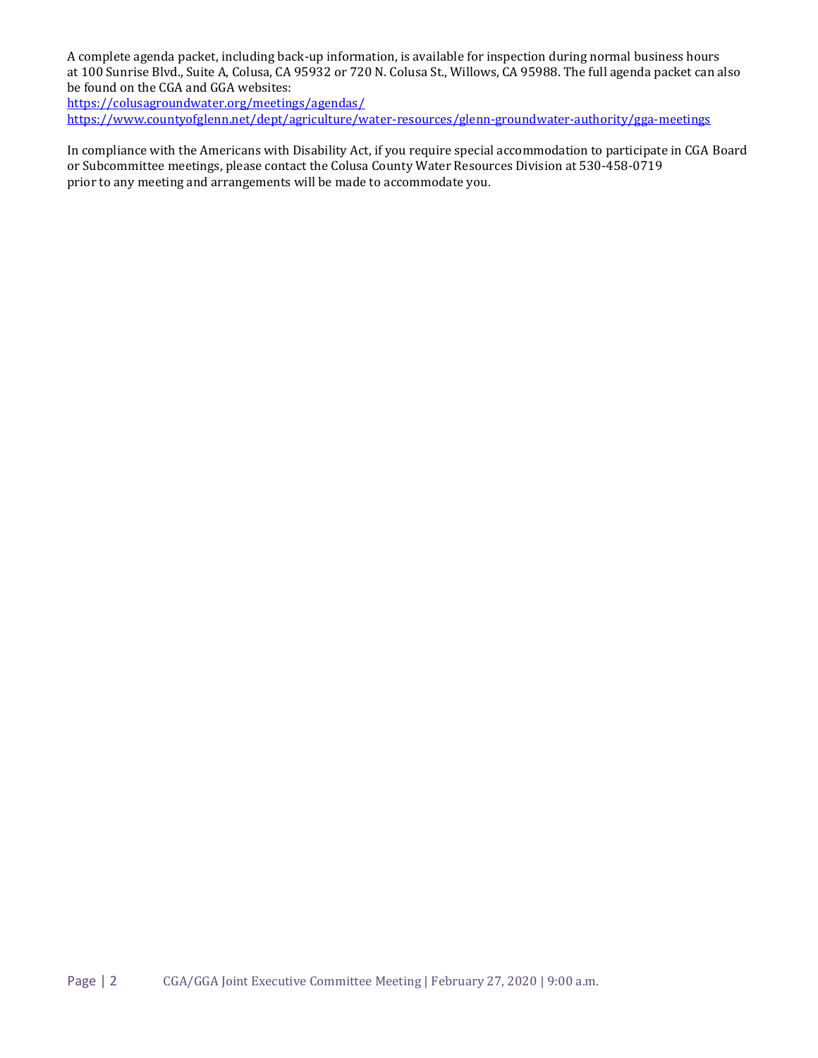A complete agenda packet, including back-up information, is available for inspection during normal business hours at 100 Sunrise Blvd., Suite A, Colusa, CA 95932 or 720 N. Colusa St., Willows, CA 95988. The full agenda packet can also be found on the CGA and GGA websites:
https://colusagroundwater.org/meetings/agendas/
https://www.countyofglenn.net/dept/agriculture/water-resources/glenn-groundwater-authority/gga-meetings

In compliance with the Americans with Disability Act, if you require special accommodation to participate in CGA Board or Subcommittee meetings, please contact the Colusa County Water Resources Division at 530-458-0719 prior to any meeting and arrangements will be made to accommodate you.